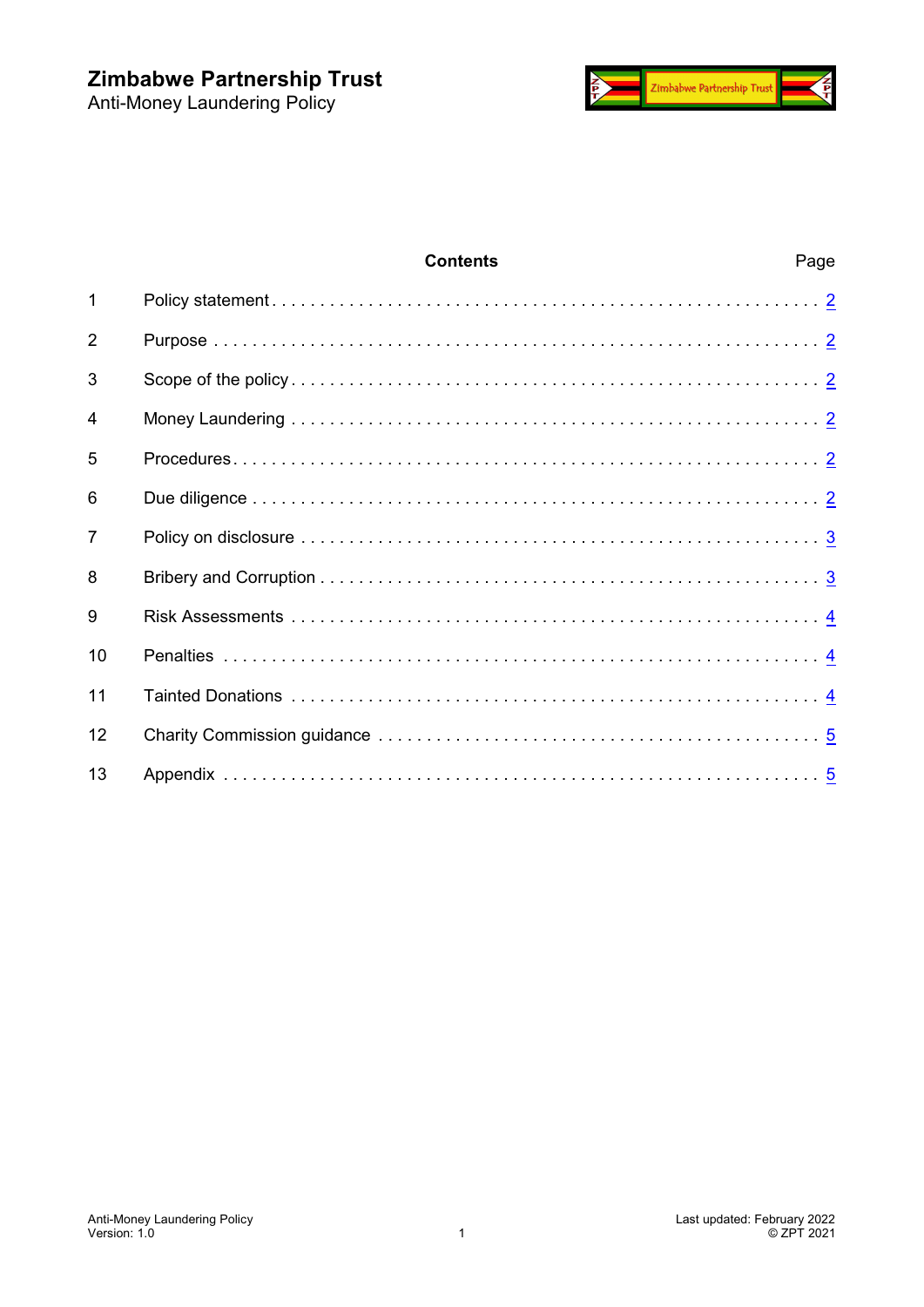# Zimbabwe Partnership Trust

Anti-Money Laundering Policy

**Contents**

| | | Page |
|---|---|---|
| 1 | Policy statement | 2 |
| 2 | Purpose | 2 |
| 3 | Scope of the policy | 2 |
| 4 | Money Laundering | 2 |
| 5 | Procedures | 2 |
| 6 | Due diligence | 2 |
| 7 | Policy on disclosure | 3 |
| 8 | Bribery and Corruption | 3 |
| 9 | Risk Assessments | 4 |
| 10 | Penalties | 4 |
| 11 | Tainted Donations | 4 |
| 12 | Charity Commission guidance | 5 |
| 13 | Appendix | 5 |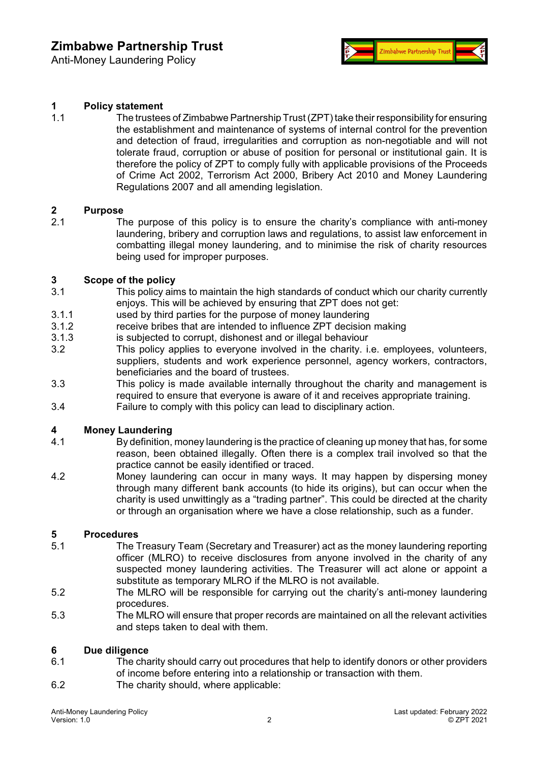## 1 Policy statement

1.1 The trustees of Zimbabwe Partnership Trust (ZPT) take their responsibility for ensuring the establishment and maintenance of systems of internal control for the prevention and detection of fraud, irregularities and corruption as non-negotiable and will not tolerate fraud, corruption or abuse of position for personal or institutional gain. It is therefore the policy of ZPT to comply fully with applicable provisions of the Proceeds of Crime Act 2002, Terrorism Act 2000, Bribery Act 2010 and Money Laundering Regulations 2007 and all amending legislation.

## 2 Purpose

2.1 The purpose of this policy is to ensure the charity's compliance with anti-money laundering, bribery and corruption laws and regulations, to assist law enforcement in combatting illegal money laundering, and to minimise the risk of charity resources being used for improper purposes.

## 3 Scope of the policy

3.1 This policy aims to maintain the high standards of conduct which our charity currently enjoys. This will be achieved by ensuring that ZPT does not get:

3.1.1 used by third parties for the purpose of money laundering

3.1.2 receive bribes that are intended to influence ZPT decision making

3.1.3 is subjected to corrupt, dishonest and or illegal behaviour

3.2 This policy applies to everyone involved in the charity. i.e. employees, volunteers, suppliers, students and work experience personnel, agency workers, contractors, beneficiaries and the board of trustees.

3.3 This policy is made available internally throughout the charity and management is required to ensure that everyone is aware of it and receives appropriate training.

3.4 Failure to comply with this policy can lead to disciplinary action.

## 4 Money Laundering

4.1 By definition, money laundering is the practice of cleaning up money that has, for some reason, been obtained illegally. Often there is a complex trail involved so that the practice cannot be easily identified or traced.

4.2 Money laundering can occur in many ways. It may happen by dispersing money through many different bank accounts (to hide its origins), but can occur when the charity is used unwittingly as a "trading partner". This could be directed at the charity or through an organisation where we have a close relationship, such as a funder.

## 5 Procedures

5.1 The Treasury Team (Secretary and Treasurer) act as the money laundering reporting officer (MLRO) to receive disclosures from anyone involved in the charity of any suspected money laundering activities. The Treasurer will act alone or appoint a substitute as temporary MLRO if the MLRO is not available.

5.2 The MLRO will be responsible for carrying out the charity's anti-money laundering procedures.

5.3 The MLRO will ensure that proper records are maintained on all the relevant activities and steps taken to deal with them.

## 6 Due diligence

6.1 The charity should carry out procedures that help to identify donors or other providers of income before entering into a relationship or transaction with them.

6.2 The charity should, where applicable: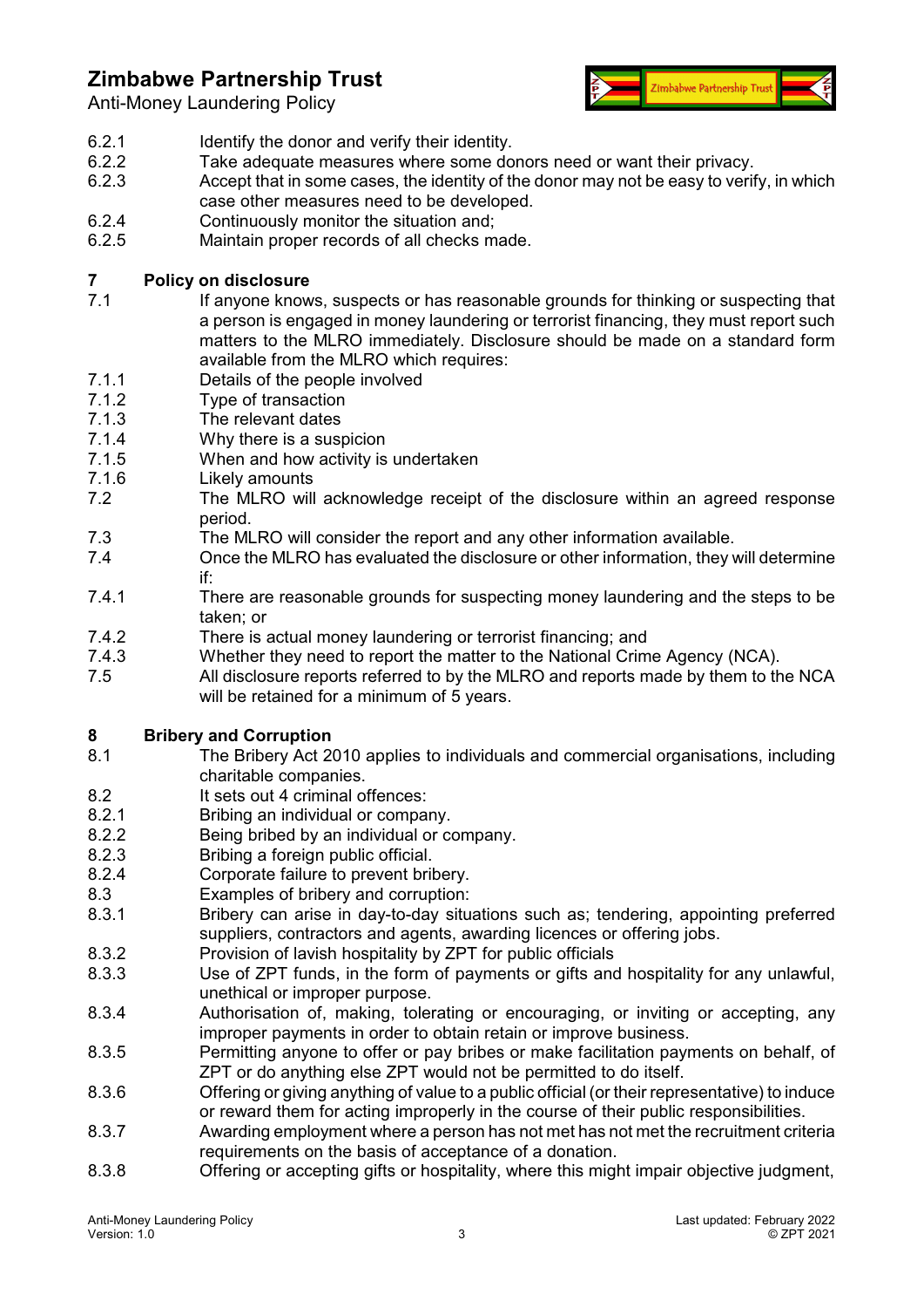6.2.1 Identify the donor and verify their identity.
6.2.2 Take adequate measures where some donors need or want their privacy.
6.2.3 Accept that in some cases, the identity of the donor may not be easy to verify, in which case other measures need to be developed.
6.2.4 Continuously monitor the situation and;
6.2.5 Maintain proper records of all checks made.

## 7 Policy on disclosure

7.1 If anyone knows, suspects or has reasonable grounds for thinking or suspecting that a person is engaged in money laundering or terrorist financing, they must report such matters to the MLRO immediately. Disclosure should be made on a standard form available from the MLRO which requires:
7.1.1 Details of the people involved
7.1.2 Type of transaction
7.1.3 The relevant dates
7.1.4 Why there is a suspicion
7.1.5 When and how activity is undertaken
7.1.6 Likely amounts
7.2 The MLRO will acknowledge receipt of the disclosure within an agreed response period.
7.3 The MLRO will consider the report and any other information available.
7.4 Once the MLRO has evaluated the disclosure or other information, they will determine if:
7.4.1 There are reasonable grounds for suspecting money laundering and the steps to be taken; or
7.4.2 There is actual money laundering or terrorist financing; and
7.4.3 Whether they need to report the matter to the National Crime Agency (NCA).
7.5 All disclosure reports referred to by the MLRO and reports made by them to the NCA will be retained for a minimum of 5 years.

## 8 Bribery and Corruption

8.1 The Bribery Act 2010 applies to individuals and commercial organisations, including charitable companies.
8.2 It sets out 4 criminal offences:
8.2.1 Bribing an individual or company.
8.2.2 Being bribed by an individual or company.
8.2.3 Bribing a foreign public official.
8.2.4 Corporate failure to prevent bribery.
8.3 Examples of bribery and corruption:
8.3.1 Bribery can arise in day-to-day situations such as; tendering, appointing preferred suppliers, contractors and agents, awarding licences or offering jobs.
8.3.2 Provision of lavish hospitality by ZPT for public officials
8.3.3 Use of ZPT funds, in the form of payments or gifts and hospitality for any unlawful, unethical or improper purpose.
8.3.4 Authorisation of, making, tolerating or encouraging, or inviting or accepting, any improper payments in order to obtain retain or improve business.
8.3.5 Permitting anyone to offer or pay bribes or make facilitation payments on behalf, of ZPT or do anything else ZPT would not be permitted to do itself.
8.3.6 Offering or giving anything of value to a public official (or their representative) to induce or reward them for acting improperly in the course of their public responsibilities.
8.3.7 Awarding employment where a person has not met has not met the recruitment criteria requirements on the basis of acceptance of a donation.
8.3.8 Offering or accepting gifts or hospitality, where this might impair objective judgment,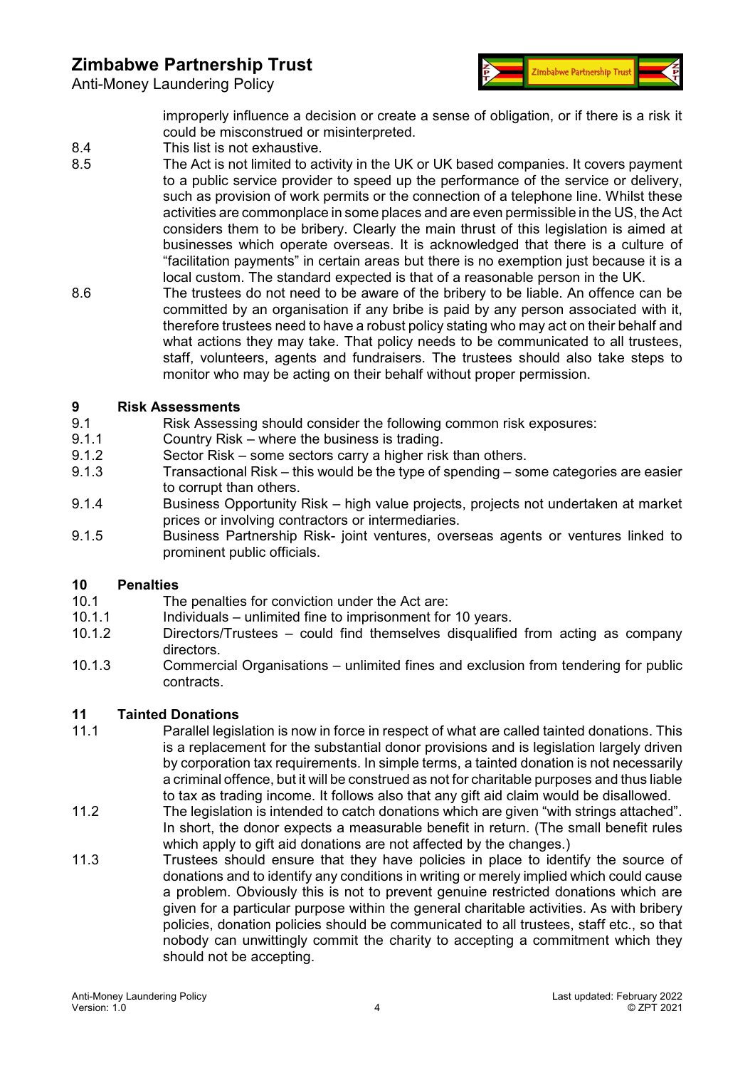improperly influence a decision or create a sense of obligation, or if there is a risk it could be misconstrued or misinterpreted.

8.4 This list is not exhaustive.

8.5 The Act is not limited to activity in the UK or UK based companies. It covers payment to a public service provider to speed up the performance of the service or delivery, such as provision of work permits or the connection of a telephone line. Whilst these activities are commonplace in some places and are even permissible in the US, the Act considers them to be bribery. Clearly the main thrust of this legislation is aimed at businesses which operate overseas. It is acknowledged that there is a culture of "facilitation payments" in certain areas but there is no exemption just because it is a local custom. The standard expected is that of a reasonable person in the UK.

8.6 The trustees do not need to be aware of the bribery to be liable. An offence can be committed by an organisation if any bribe is paid by any person associated with it, therefore trustees need to have a robust policy stating who may act on their behalf and what actions they may take. That policy needs to be communicated to all trustees, staff, volunteers, agents and fundraisers. The trustees should also take steps to monitor who may be acting on their behalf without proper permission.

## 9 Risk Assessments

9.1 Risk Assessing should consider the following common risk exposures:

9.1.1 Country Risk – where the business is trading.

9.1.2 Sector Risk – some sectors carry a higher risk than others.

9.1.3 Transactional Risk – this would be the type of spending – some categories are easier to corrupt than others.

9.1.4 Business Opportunity Risk – high value projects, projects not undertaken at market prices or involving contractors or intermediaries.

9.1.5 Business Partnership Risk- joint ventures, overseas agents or ventures linked to prominent public officials.

## 10 Penalties

10.1 The penalties for conviction under the Act are:

10.1.1 Individuals – unlimited fine to imprisonment for 10 years.

10.1.2 Directors/Trustees – could find themselves disqualified from acting as company directors.

10.1.3 Commercial Organisations – unlimited fines and exclusion from tendering for public contracts.

## 11 Tainted Donations

11.1 Parallel legislation is now in force in respect of what are called tainted donations. This is a replacement for the substantial donor provisions and is legislation largely driven by corporation tax requirements. In simple terms, a tainted donation is not necessarily a criminal offence, but it will be construed as not for charitable purposes and thus liable to tax as trading income. It follows also that any gift aid claim would be disallowed.

11.2 The legislation is intended to catch donations which are given "with strings attached". In short, the donor expects a measurable benefit in return. (The small benefit rules which apply to gift aid donations are not affected by the changes.)

11.3 Trustees should ensure that they have policies in place to identify the source of donations and to identify any conditions in writing or merely implied which could cause a problem. Obviously this is not to prevent genuine restricted donations which are given for a particular purpose within the general charitable activities. As with bribery policies, donation policies should be communicated to all trustees, staff etc., so that nobody can unwittingly commit the charity to accepting a commitment which they should not be accepting.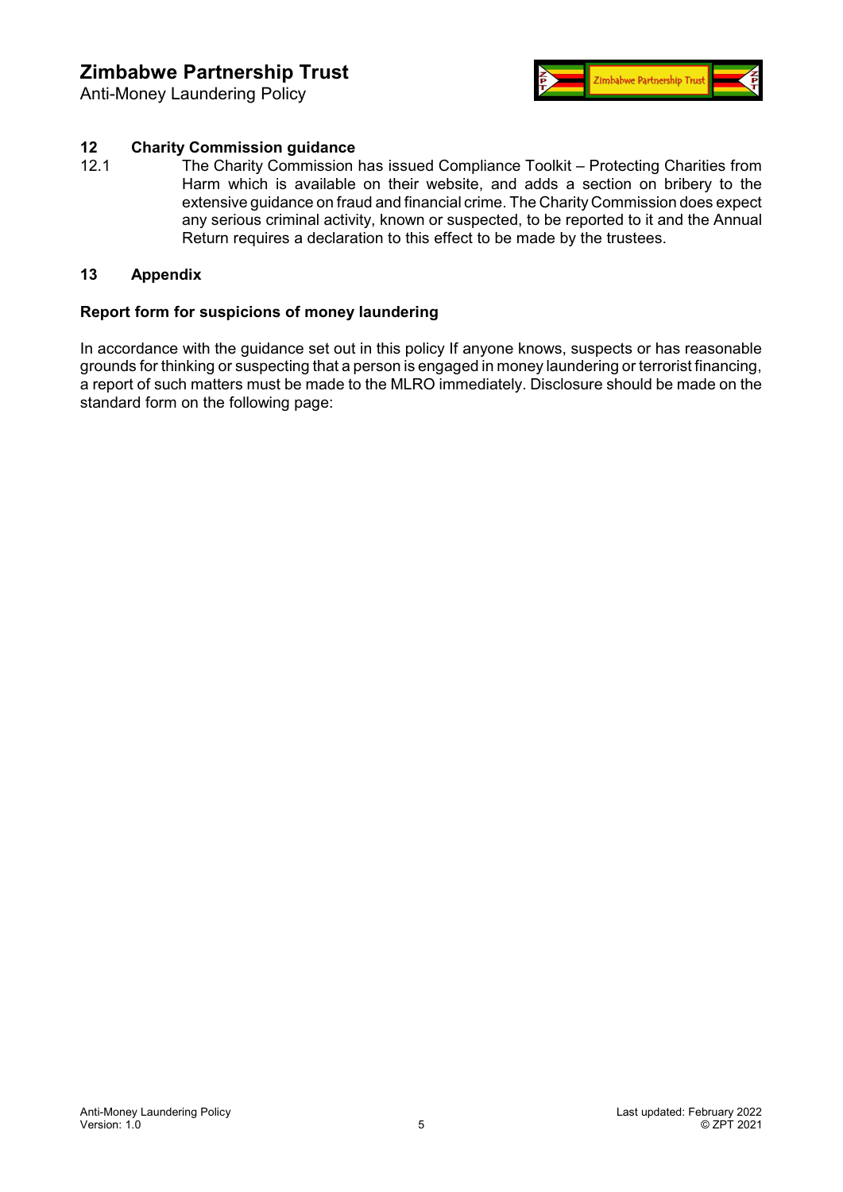## 12 Charity Commission guidance

12.1 The Charity Commission has issued Compliance Toolkit – Protecting Charities from Harm which is available on their website, and adds a section on bribery to the extensive guidance on fraud and financial crime. The Charity Commission does expect any serious criminal activity, known or suspected, to be reported to it and the Annual Return requires a declaration to this effect to be made by the trustees.

## 13 Appendix

**Report form for suspicions of money laundering**

In accordance with the guidance set out in this policy If anyone knows, suspects or has reasonable grounds for thinking or suspecting that a person is engaged in money laundering or terrorist financing, a report of such matters must be made to the MLRO immediately. Disclosure should be made on the standard form on the following page: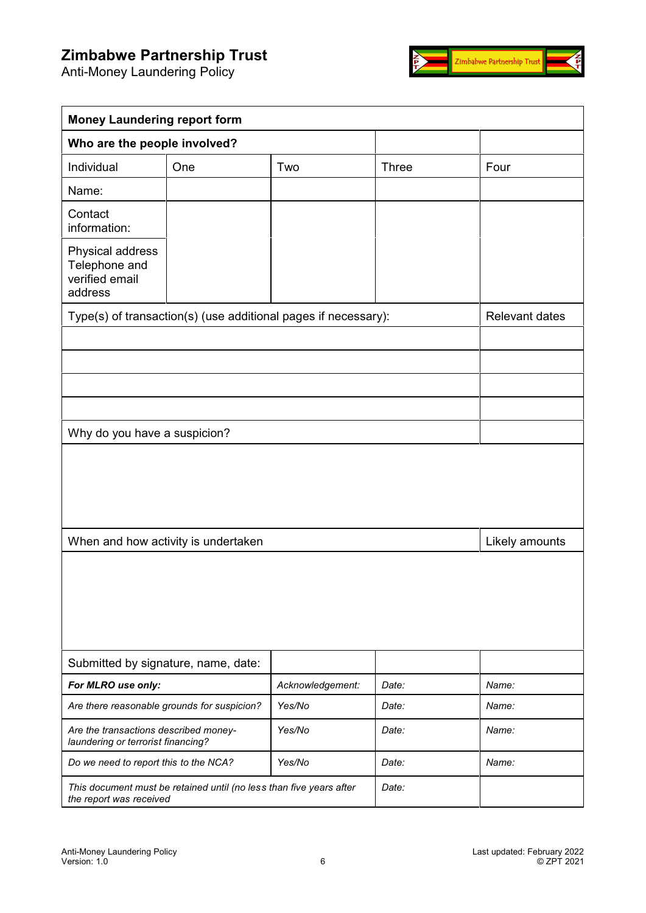| Money Laundering report form | | | | |
|---|---|---|---|---|
| **Who are the people involved?** | | | | |
| Individual | One | Two | Three | Four |
| Name: | | | | |
| Contact information: | | | | |
| Physical address Telephone and verified email address | | | | |
| Type(s) of transaction(s) (use additional pages if necessary): | | | | Relevant dates |
| | | | | |
| | | | | |
| | | | | |
| | | | | |
| Why do you have a suspicion? | | | | |
| | | | | |
| When and how activity is undertaken | | | | Likely amounts |
| | | | | |
| Submitted by signature, name, date: | | | | |
| ***For MLRO use only:*** | | *Acknowledgement:* | *Date:* | *Name:* |
| *Are there reasonable grounds for suspicion?* | | *Yes/No* | *Date:* | *Name:* |
| *Are the transactions described money-laundering or terrorist financing?* | | *Yes/No* | *Date:* | *Name:* |
| *Do we need to report this to the NCA?* | | *Yes/No* | *Date:* | *Name:* |
| *This document must be retained until (no less than five years after the report was received* | | | *Date:* | |